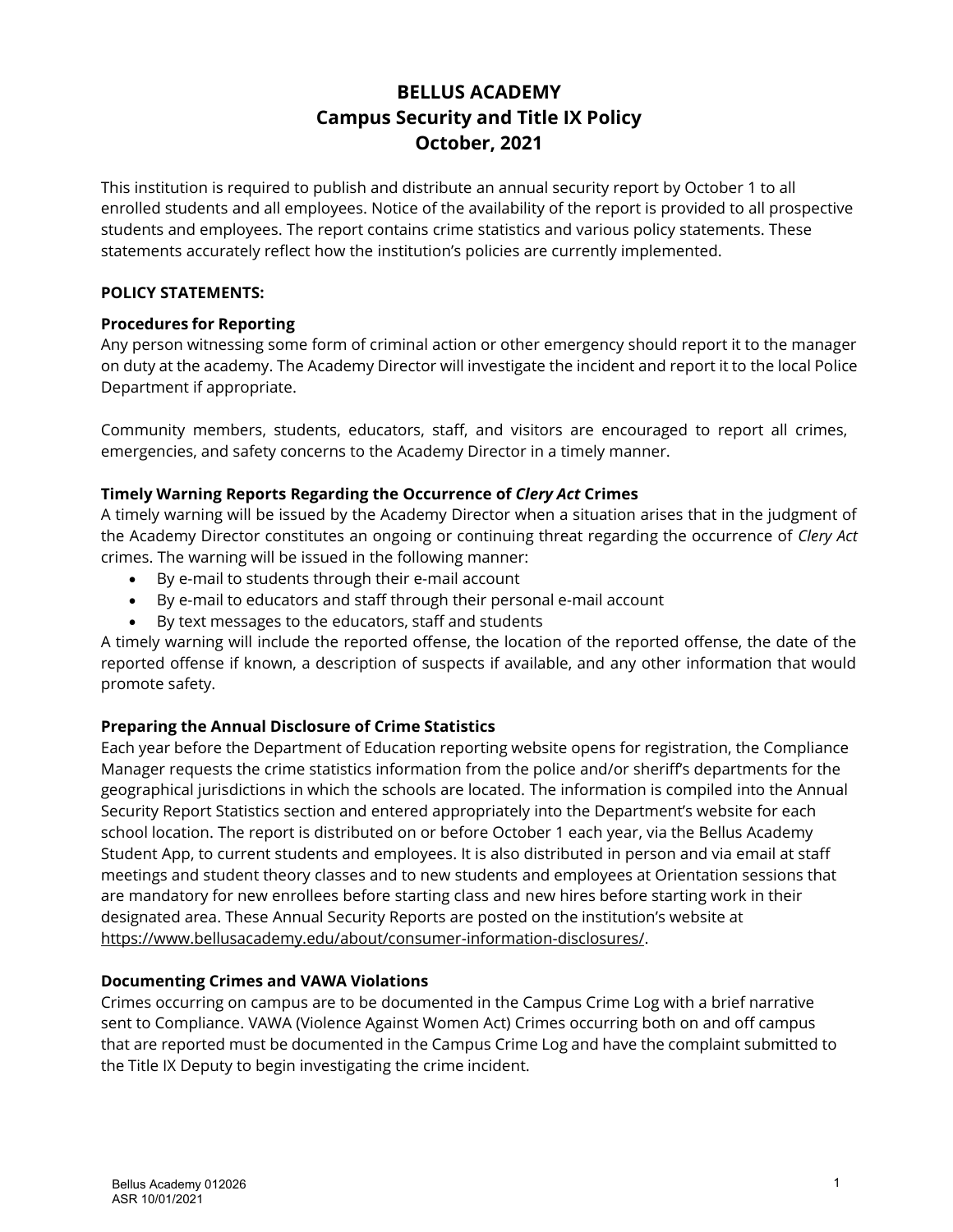# BELLUS ACADEMY
## Campus Security and Title IX Policy
## October, 2021

This institution is required to publish and distribute an annual security report by October 1 to all enrolled students and all employees. Notice of the availability of the report is provided to all prospective students and employees. The report contains crime statistics and various policy statements. These statements accurately reflect how the institution's policies are currently implemented.

**POLICY STATEMENTS:**

### Procedures for Reporting

Any person witnessing some form of criminal action or other emergency should report it to the manager on duty at the academy. The Academy Director will investigate the incident and report it to the local Police Department if appropriate.

Community members, students, educators, staff, and visitors are encouraged to report all crimes, emergencies, and safety concerns to the Academy Director in a timely manner.

### Timely Warning Reports Regarding the Occurrence of *Clery Act* Crimes

A timely warning will be issued by the Academy Director when a situation arises that in the judgment of the Academy Director constitutes an ongoing or continuing threat regarding the occurrence of *Clery Act* crimes. The warning will be issued in the following manner:

- By e-mail to students through their e-mail account
- By e-mail to educators and staff through their personal e-mail account
- By text messages to the educators, staff and students

A timely warning will include the reported offense, the location of the reported offense, the date of the reported offense if known, a description of suspects if available, and any other information that would promote safety.

### Preparing the Annual Disclosure of Crime Statistics

Each year before the Department of Education reporting website opens for registration, the Compliance Manager requests the crime statistics information from the police and/or sheriff's departments for the geographical jurisdictions in which the schools are located. The information is compiled into the Annual Security Report Statistics section and entered appropriately into the Department's website for each school location. The report is distributed on or before October 1 each year, via the Bellus Academy Student App, to current students and employees. It is also distributed in person and via email at staff meetings and student theory classes and to new students and employees at Orientation sessions that are mandatory for new enrollees before starting class and new hires before starting work in their designated area. These Annual Security Reports are posted on the institution's website at https://www.bellusacademy.edu/about/consumer-information-disclosures/.

### Documenting Crimes and VAWA Violations

Crimes occurring on campus are to be documented in the Campus Crime Log with a brief narrative sent to Compliance. VAWA (Violence Against Women Act) Crimes occurring both on and off campus that are reported must be documented in the Campus Crime Log and have the complaint submitted to the Title IX Deputy to begin investigating the crime incident.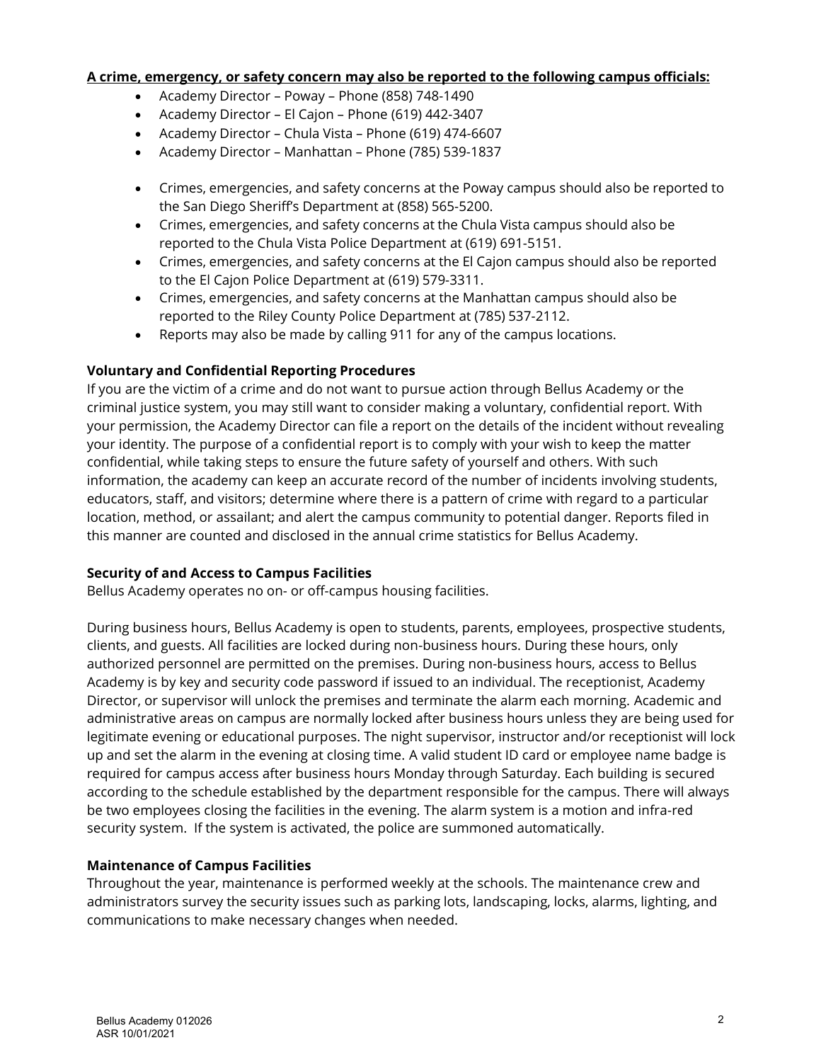**A crime, emergency, or safety concern may also be reported to the following campus officials:**

- Academy Director – Poway – Phone (858) 748-1490
- Academy Director – El Cajon – Phone (619) 442-3407
- Academy Director – Chula Vista – Phone (619) 474-6607
- Academy Director – Manhattan – Phone (785) 539-1837

- Crimes, emergencies, and safety concerns at the Poway campus should also be reported to the San Diego Sheriff's Department at (858) 565-5200.
- Crimes, emergencies, and safety concerns at the Chula Vista campus should also be reported to the Chula Vista Police Department at (619) 691-5151.
- Crimes, emergencies, and safety concerns at the El Cajon campus should also be reported to the El Cajon Police Department at (619) 579-3311.
- Crimes, emergencies, and safety concerns at the Manhattan campus should also be reported to the Riley County Police Department at (785) 537-2112.
- Reports may also be made by calling 911 for any of the campus locations.

**Voluntary and Confidential Reporting Procedures**

If you are the victim of a crime and do not want to pursue action through Bellus Academy or the criminal justice system, you may still want to consider making a voluntary, confidential report. With your permission, the Academy Director can file a report on the details of the incident without revealing your identity. The purpose of a confidential report is to comply with your wish to keep the matter confidential, while taking steps to ensure the future safety of yourself and others. With such information, the academy can keep an accurate record of the number of incidents involving students, educators, staff, and visitors; determine where there is a pattern of crime with regard to a particular location, method, or assailant; and alert the campus community to potential danger. Reports filed in this manner are counted and disclosed in the annual crime statistics for Bellus Academy.

**Security of and Access to Campus Facilities**

Bellus Academy operates no on- or off-campus housing facilities.

During business hours, Bellus Academy is open to students, parents, employees, prospective students, clients, and guests. All facilities are locked during non-business hours. During these hours, only authorized personnel are permitted on the premises. During non-business hours, access to Bellus Academy is by key and security code password if issued to an individual. The receptionist, Academy Director, or supervisor will unlock the premises and terminate the alarm each morning. Academic and administrative areas on campus are normally locked after business hours unless they are being used for legitimate evening or educational purposes. The night supervisor, instructor and/or receptionist will lock up and set the alarm in the evening at closing time. A valid student ID card or employee name badge is required for campus access after business hours Monday through Saturday. Each building is secured according to the schedule established by the department responsible for the campus. There will always be two employees closing the facilities in the evening. The alarm system is a motion and infra-red security system. If the system is activated, the police are summoned automatically.

**Maintenance of Campus Facilities**

Throughout the year, maintenance is performed weekly at the schools. The maintenance crew and administrators survey the security issues such as parking lots, landscaping, locks, alarms, lighting, and communications to make necessary changes when needed.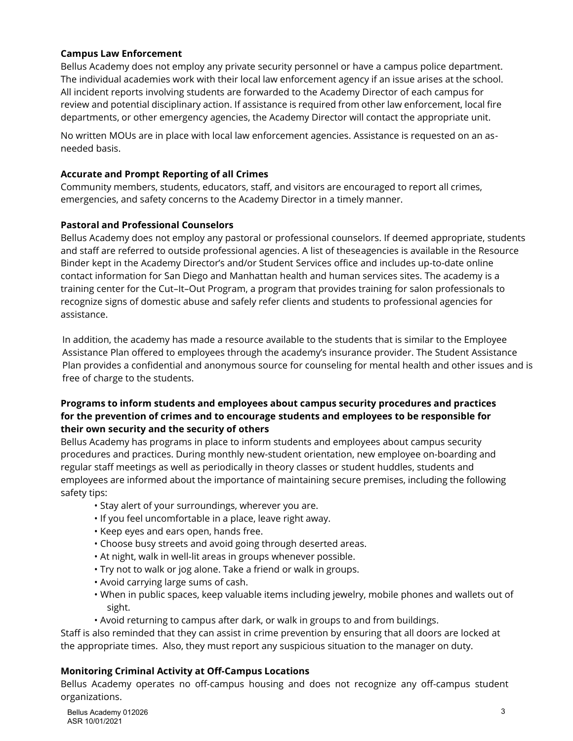**Campus Law Enforcement**

Bellus Academy does not employ any private security personnel or have a campus police department. The individual academies work with their local law enforcement agency if an issue arises at the school. All incident reports involving students are forwarded to the Academy Director of each campus for review and potential disciplinary action. If assistance is required from other law enforcement, local fire departments, or other emergency agencies, the Academy Director will contact the appropriate unit.

No written MOUs are in place with local law enforcement agencies. Assistance is requested on an as-needed basis.

**Accurate and Prompt Reporting of all Crimes**

Community members, students, educators, staff, and visitors are encouraged to report all crimes, emergencies, and safety concerns to the Academy Director in a timely manner.

**Pastoral and Professional Counselors**

Bellus Academy does not employ any pastoral or professional counselors. If deemed appropriate, students and staff are referred to outside professional agencies. A list of theseagencies is available in the Resource Binder kept in the Academy Director's and/or Student Services office and includes up-to-date online contact information for San Diego and Manhattan health and human services sites. The academy is a training center for the Cut–It–Out Program, a program that provides training for salon professionals to recognize signs of domestic abuse and safely refer clients and students to professional agencies for assistance.

In addition, the academy has made a resource available to the students that is similar to the Employee Assistance Plan offered to employees through the academy's insurance provider. The Student Assistance Plan provides a confidential and anonymous source for counseling for mental health and other issues and is free of charge to the students.

**Programs to inform students and employees about campus security procedures and practices for the prevention of crimes and to encourage students and employees to be responsible for their own security and the security of others**

Bellus Academy has programs in place to inform students and employees about campus security procedures and practices. During monthly new-student orientation, new employee on-boarding and regular staff meetings as well as periodically in theory classes or student huddles, students and employees are informed about the importance of maintaining secure premises, including the following safety tips:

- Stay alert of your surroundings, wherever you are.
- If you feel uncomfortable in a place, leave right away.
- Keep eyes and ears open, hands free.
- Choose busy streets and avoid going through deserted areas.
- At night, walk in well-lit areas in groups whenever possible.
- Try not to walk or jog alone. Take a friend or walk in groups.
- Avoid carrying large sums of cash.
- When in public spaces, keep valuable items including jewelry, mobile phones and wallets out of sight.
- Avoid returning to campus after dark, or walk in groups to and from buildings.

Staff is also reminded that they can assist in crime prevention by ensuring that all doors are locked at the appropriate times. Also, they must report any suspicious situation to the manager on duty.

**Monitoring Criminal Activity at Off-Campus Locations**

Bellus Academy operates no off-campus housing and does not recognize any off-campus student organizations.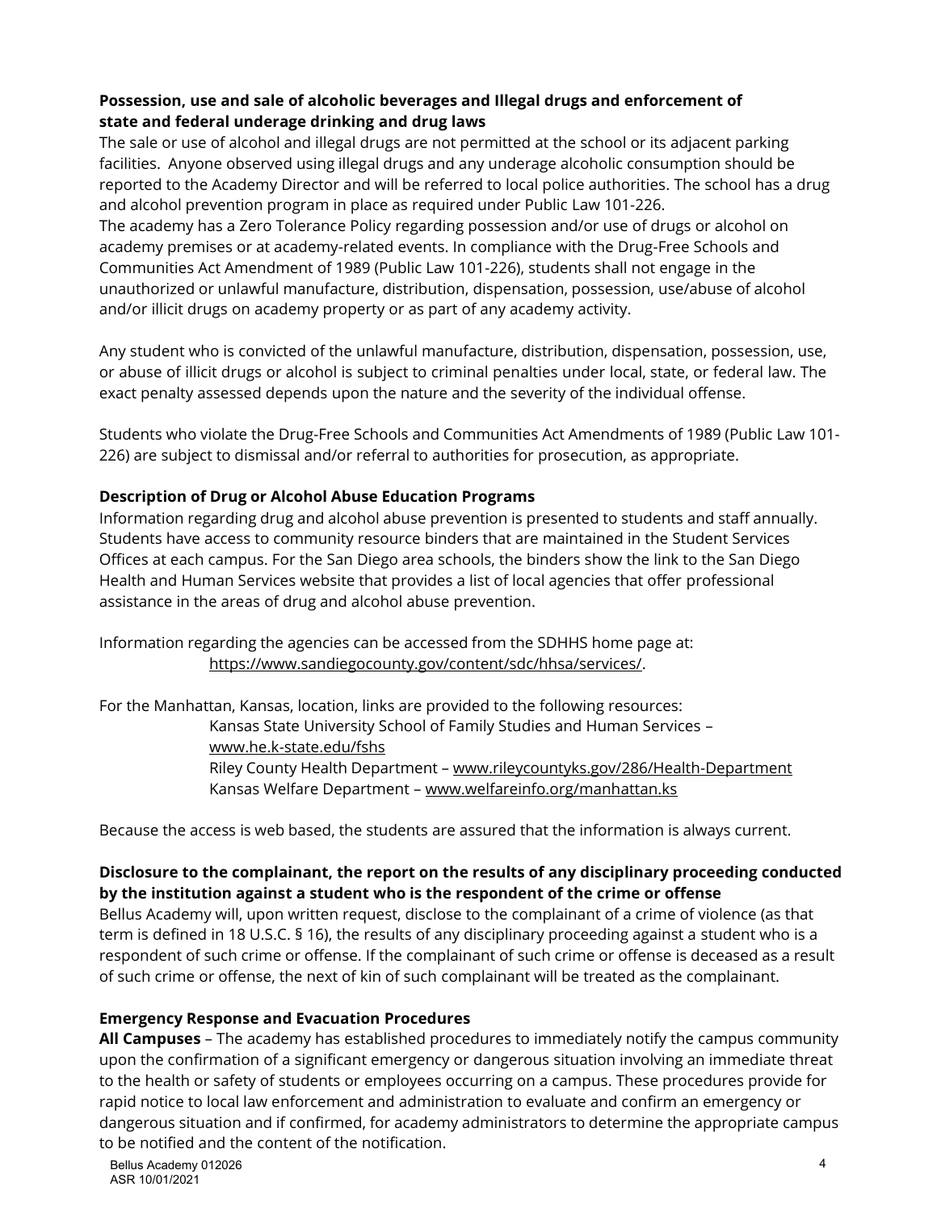**Possession, use and sale of alcoholic beverages and Illegal drugs and enforcement of state and federal underage drinking and drug laws**

The sale or use of alcohol and illegal drugs are not permitted at the school or its adjacent parking facilities. Anyone observed using illegal drugs and any underage alcoholic consumption should be reported to the Academy Director and will be referred to local police authorities. The school has a drug and alcohol prevention program in place as required under Public Law 101-226.

The academy has a Zero Tolerance Policy regarding possession and/or use of drugs or alcohol on academy premises or at academy-related events. In compliance with the Drug-Free Schools and Communities Act Amendment of 1989 (Public Law 101-226), students shall not engage in the unauthorized or unlawful manufacture, distribution, dispensation, possession, use/abuse of alcohol and/or illicit drugs on academy property or as part of any academy activity.

Any student who is convicted of the unlawful manufacture, distribution, dispensation, possession, use, or abuse of illicit drugs or alcohol is subject to criminal penalties under local, state, or federal law. The exact penalty assessed depends upon the nature and the severity of the individual offense.

Students who violate the Drug-Free Schools and Communities Act Amendments of 1989 (Public Law 101-226) are subject to dismissal and/or referral to authorities for prosecution, as appropriate.

**Description of Drug or Alcohol Abuse Education Programs**

Information regarding drug and alcohol abuse prevention is presented to students and staff annually. Students have access to community resource binders that are maintained in the Student Services Offices at each campus. For the San Diego area schools, the binders show the link to the San Diego Health and Human Services website that provides a list of local agencies that offer professional assistance in the areas of drug and alcohol abuse prevention.

Information regarding the agencies can be accessed from the SDHHS home page at:
https://www.sandiegocounty.gov/content/sdc/hhsa/services/.

For the Manhattan, Kansas, location, links are provided to the following resources:

Kansas State University School of Family Studies and Human Services – www.he.k-state.edu/fshs
Riley County Health Department – www.rileycountyks.gov/286/Health-Department
Kansas Welfare Department – www.welfareinfo.org/manhattan.ks

Because the access is web based, the students are assured that the information is always current.

**Disclosure to the complainant, the report on the results of any disciplinary proceeding conducted by the institution against a student who is the respondent of the crime or offense**

Bellus Academy will, upon written request, disclose to the complainant of a crime of violence (as that term is defined in 18 U.S.C. § 16), the results of any disciplinary proceeding against a student who is a respondent of such crime or offense. If the complainant of such crime or offense is deceased as a result of such crime or offense, the next of kin of such complainant will be treated as the complainant.

**Emergency Response and Evacuation Procedures**

**All Campuses** – The academy has established procedures to immediately notify the campus community upon the confirmation of a significant emergency or dangerous situation involving an immediate threat to the health or safety of students or employees occurring on a campus. These procedures provide for rapid notice to local law enforcement and administration to evaluate and confirm an emergency or dangerous situation and if confirmed, for academy administrators to determine the appropriate campus to be notified and the content of the notification.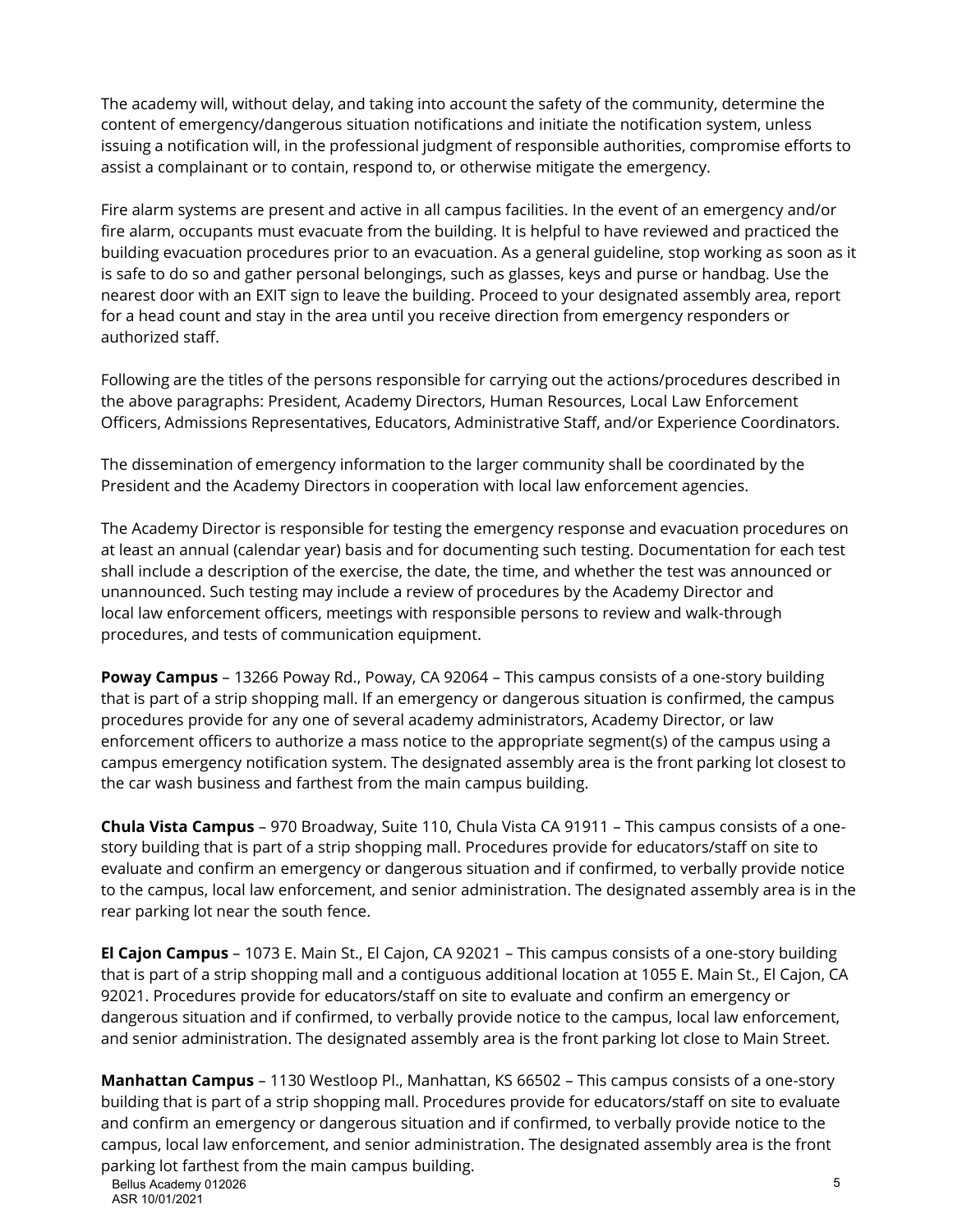The academy will, without delay, and taking into account the safety of the community, determine the content of emergency/dangerous situation notifications and initiate the notification system, unless issuing a notification will, in the professional judgment of responsible authorities, compromise efforts to assist a complainant or to contain, respond to, or otherwise mitigate the emergency.

Fire alarm systems are present and active in all campus facilities. In the event of an emergency and/or fire alarm, occupants must evacuate from the building. It is helpful to have reviewed and practiced the building evacuation procedures prior to an evacuation. As a general guideline, stop working as soon as it is safe to do so and gather personal belongings, such as glasses, keys and purse or handbag. Use the nearest door with an EXIT sign to leave the building. Proceed to your designated assembly area, report for a head count and stay in the area until you receive direction from emergency responders or authorized staff.

Following are the titles of the persons responsible for carrying out the actions/procedures described in the above paragraphs: President, Academy Directors, Human Resources, Local Law Enforcement Officers, Admissions Representatives, Educators, Administrative Staff, and/or Experience Coordinators.

The dissemination of emergency information to the larger community shall be coordinated by the President and the Academy Directors in cooperation with local law enforcement agencies.

The Academy Director is responsible for testing the emergency response and evacuation procedures on at least an annual (calendar year) basis and for documenting such testing. Documentation for each test shall include a description of the exercise, the date, the time, and whether the test was announced or unannounced. Such testing may include a review of procedures by the Academy Director and local law enforcement officers, meetings with responsible persons to review and walk-through procedures, and tests of communication equipment.

**Poway Campus** – 13266 Poway Rd., Poway, CA 92064 – This campus consists of a one-story building that is part of a strip shopping mall. If an emergency or dangerous situation is confirmed, the campus procedures provide for any one of several academy administrators, Academy Director, or law enforcement officers to authorize a mass notice to the appropriate segment(s) of the campus using a campus emergency notification system. The designated assembly area is the front parking lot closest to the car wash business and farthest from the main campus building.

**Chula Vista Campus** – 970 Broadway, Suite 110, Chula Vista CA 91911 – This campus consists of a one-story building that is part of a strip shopping mall. Procedures provide for educators/staff on site to evaluate and confirm an emergency or dangerous situation and if confirmed, to verbally provide notice to the campus, local law enforcement, and senior administration. The designated assembly area is in the rear parking lot near the south fence.

**El Cajon Campus** – 1073 E. Main St., El Cajon, CA 92021 – This campus consists of a one-story building that is part of a strip shopping mall and a contiguous additional location at 1055 E. Main St., El Cajon, CA 92021. Procedures provide for educators/staff on site to evaluate and confirm an emergency or dangerous situation and if confirmed, to verbally provide notice to the campus, local law enforcement, and senior administration. The designated assembly area is the front parking lot close to Main Street.

**Manhattan Campus** – 1130 Westloop Pl., Manhattan, KS 66502 – This campus consists of a one-story building that is part of a strip shopping mall. Procedures provide for educators/staff on site to evaluate and confirm an emergency or dangerous situation and if confirmed, to verbally provide notice to the campus, local law enforcement, and senior administration. The designated assembly area is the front parking lot farthest from the main campus building.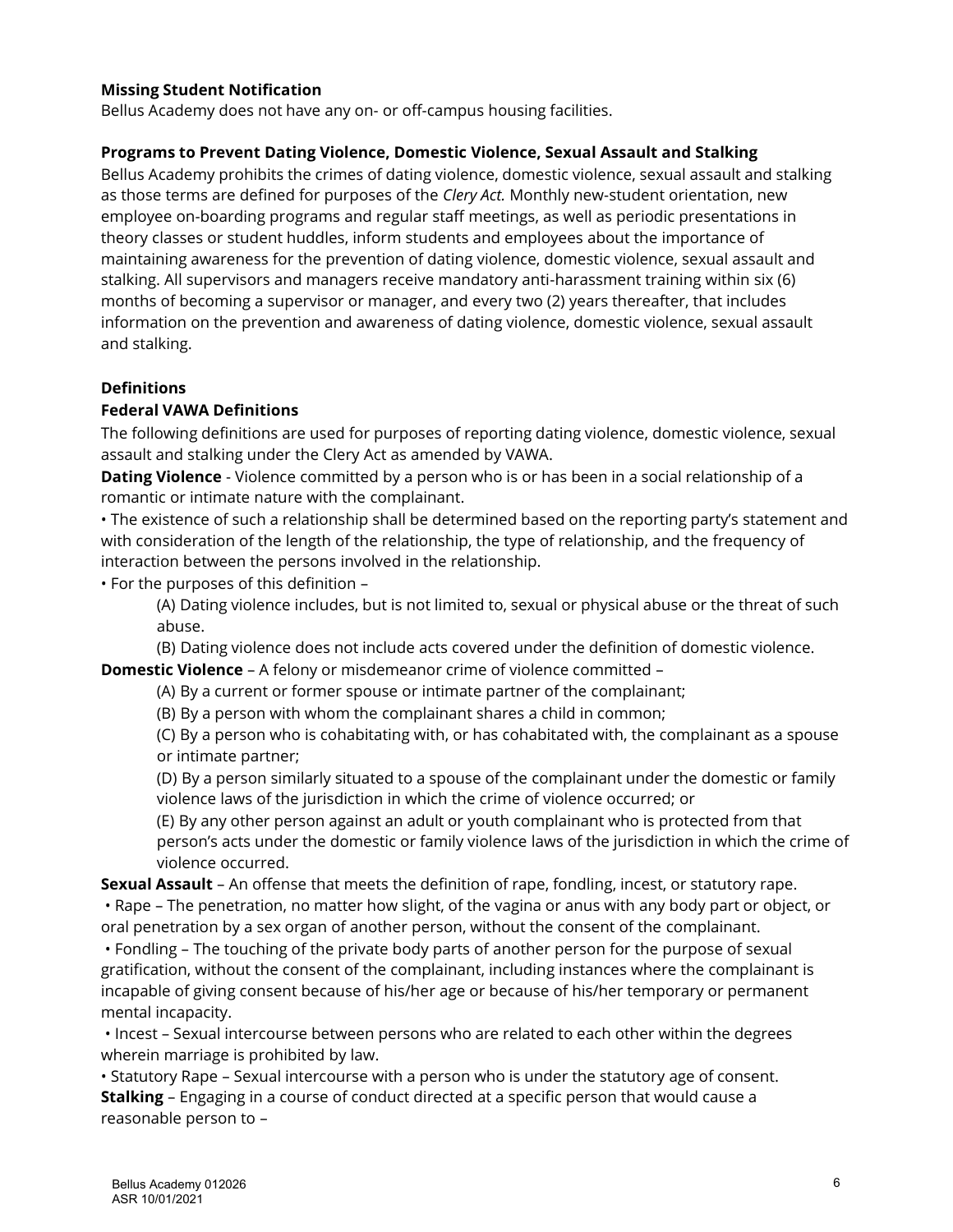**Missing Student Notification**

Bellus Academy does not have any on- or off-campus housing facilities.

**Programs to Prevent Dating Violence, Domestic Violence, Sexual Assault and Stalking**

Bellus Academy prohibits the crimes of dating violence, domestic violence, sexual assault and stalking as those terms are defined for purposes of the *Clery Act.* Monthly new-student orientation, new employee on-boarding programs and regular staff meetings, as well as periodic presentations in theory classes or student huddles, inform students and employees about the importance of maintaining awareness for the prevention of dating violence, domestic violence, sexual assault and stalking. All supervisors and managers receive mandatory anti-harassment training within six (6) months of becoming a supervisor or manager, and every two (2) years thereafter, that includes information on the prevention and awareness of dating violence, domestic violence, sexual assault and stalking.

**Definitions**

**Federal VAWA Definitions**

The following definitions are used for purposes of reporting dating violence, domestic violence, sexual assault and stalking under the Clery Act as amended by VAWA.

**Dating Violence** - Violence committed by a person who is or has been in a social relationship of a romantic or intimate nature with the complainant.

• The existence of such a relationship shall be determined based on the reporting party's statement and with consideration of the length of the relationship, the type of relationship, and the frequency of interaction between the persons involved in the relationship.

• For the purposes of this definition –

(A) Dating violence includes, but is not limited to, sexual or physical abuse or the threat of such abuse.

(B) Dating violence does not include acts covered under the definition of domestic violence.

**Domestic Violence** – A felony or misdemeanor crime of violence committed –

(A) By a current or former spouse or intimate partner of the complainant;

(B) By a person with whom the complainant shares a child in common;

(C) By a person who is cohabitating with, or has cohabitated with, the complainant as a spouse or intimate partner;

(D) By a person similarly situated to a spouse of the complainant under the domestic or family violence laws of the jurisdiction in which the crime of violence occurred; or

(E) By any other person against an adult or youth complainant who is protected from that person's acts under the domestic or family violence laws of the jurisdiction in which the crime of violence occurred.

**Sexual Assault** – An offense that meets the definition of rape, fondling, incest, or statutory rape.

• Rape – The penetration, no matter how slight, of the vagina or anus with any body part or object, or oral penetration by a sex organ of another person, without the consent of the complainant.

• Fondling – The touching of the private body parts of another person for the purpose of sexual gratification, without the consent of the complainant, including instances where the complainant is incapable of giving consent because of his/her age or because of his/her temporary or permanent mental incapacity.

• Incest – Sexual intercourse between persons who are related to each other within the degrees wherein marriage is prohibited by law.

• Statutory Rape – Sexual intercourse with a person who is under the statutory age of consent.

**Stalking** – Engaging in a course of conduct directed at a specific person that would cause a reasonable person to –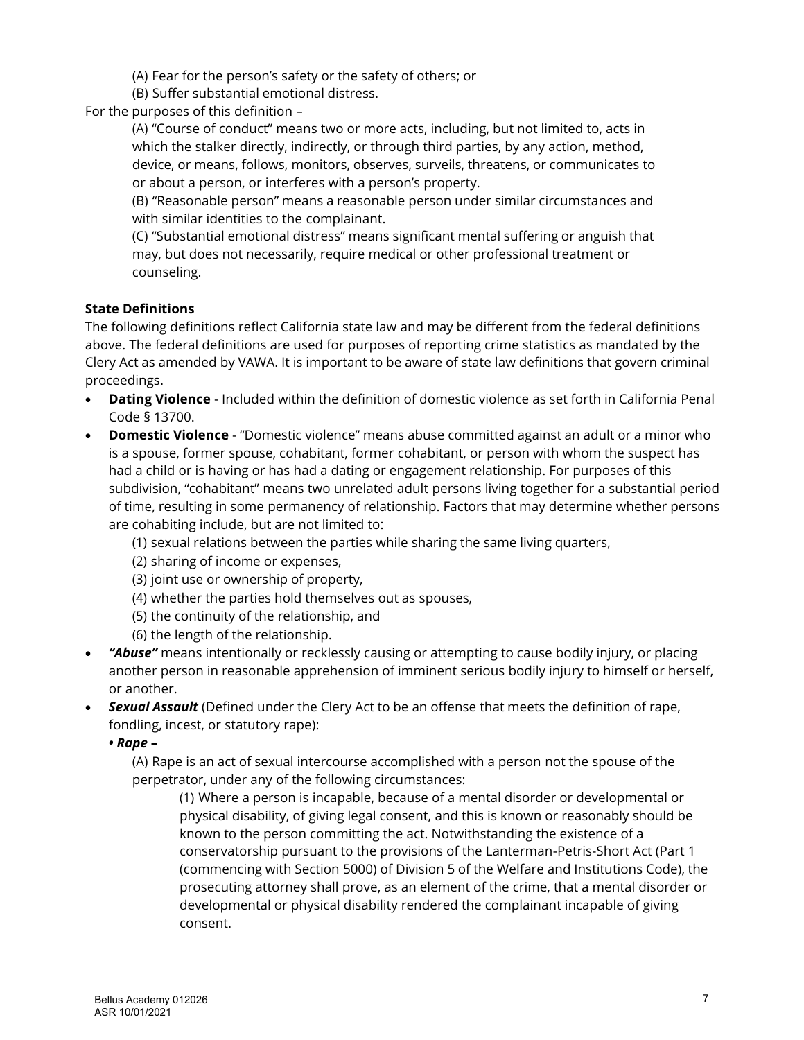(A) Fear for the person's safety or the safety of others; or

(B) Suffer substantial emotional distress.

For the purposes of this definition –

(A) "Course of conduct" means two or more acts, including, but not limited to, acts in which the stalker directly, indirectly, or through third parties, by any action, method, device, or means, follows, monitors, observes, surveils, threatens, or communicates to or about a person, or interferes with a person's property.

(B) "Reasonable person" means a reasonable person under similar circumstances and with similar identities to the complainant.

(C) "Substantial emotional distress" means significant mental suffering or anguish that may, but does not necessarily, require medical or other professional treatment or counseling.

**State Definitions**

The following definitions reflect California state law and may be different from the federal definitions above. The federal definitions are used for purposes of reporting crime statistics as mandated by the Clery Act as amended by VAWA. It is important to be aware of state law definitions that govern criminal proceedings.

- **Dating Violence** - Included within the definition of domestic violence as set forth in California Penal Code § 13700.
- **Domestic Violence** - "Domestic violence" means abuse committed against an adult or a minor who is a spouse, former spouse, cohabitant, former cohabitant, or person with whom the suspect has had a child or is having or has had a dating or engagement relationship. For purposes of this subdivision, "cohabitant" means two unrelated adult persons living together for a substantial period of time, resulting in some permanency of relationship. Factors that may determine whether persons are cohabiting include, but are not limited to:

  (1) sexual relations between the parties while sharing the same living quarters,

  (2) sharing of income or expenses,

  (3) joint use or ownership of property,

  (4) whether the parties hold themselves out as spouses,

  (5) the continuity of the relationship, and

  (6) the length of the relationship.
- ***"Abuse"*** means intentionally or recklessly causing or attempting to cause bodily injury, or placing another person in reasonable apprehension of imminent serious bodily injury to himself or herself, or another.
- ***Sexual Assault*** (Defined under the Clery Act to be an offense that meets the definition of rape, fondling, incest, or statutory rape):

  ***• Rape –***

  (A) Rape is an act of sexual intercourse accomplished with a person not the spouse of the perpetrator, under any of the following circumstances:

  (1) Where a person is incapable, because of a mental disorder or developmental or physical disability, of giving legal consent, and this is known or reasonably should be known to the person committing the act. Notwithstanding the existence of a conservatorship pursuant to the provisions of the Lanterman-Petris-Short Act (Part 1 (commencing with Section 5000) of Division 5 of the Welfare and Institutions Code), the prosecuting attorney shall prove, as an element of the crime, that a mental disorder or developmental or physical disability rendered the complainant incapable of giving consent.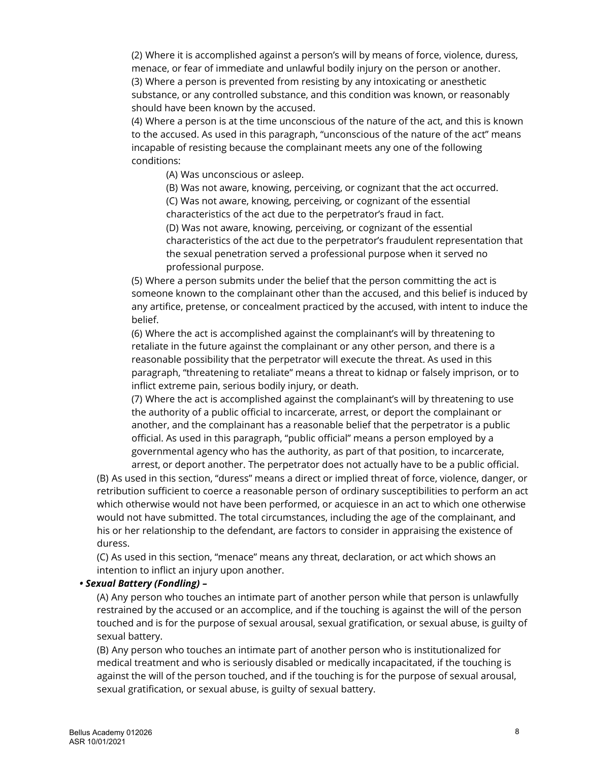(2) Where it is accomplished against a person's will by means of force, violence, duress, menace, or fear of immediate and unlawful bodily injury on the person or another.

(3) Where a person is prevented from resisting by any intoxicating or anesthetic substance, or any controlled substance, and this condition was known, or reasonably should have been known by the accused.

(4) Where a person is at the time unconscious of the nature of the act, and this is known to the accused. As used in this paragraph, "unconscious of the nature of the act" means incapable of resisting because the complainant meets any one of the following conditions:

(A) Was unconscious or asleep.

(B) Was not aware, knowing, perceiving, or cognizant that the act occurred.

(C) Was not aware, knowing, perceiving, or cognizant of the essential characteristics of the act due to the perpetrator's fraud in fact.

(D) Was not aware, knowing, perceiving, or cognizant of the essential characteristics of the act due to the perpetrator's fraudulent representation that the sexual penetration served a professional purpose when it served no professional purpose.

(5) Where a person submits under the belief that the person committing the act is someone known to the complainant other than the accused, and this belief is induced by any artifice, pretense, or concealment practiced by the accused, with intent to induce the belief.

(6) Where the act is accomplished against the complainant's will by threatening to retaliate in the future against the complainant or any other person, and there is a reasonable possibility that the perpetrator will execute the threat. As used in this paragraph, "threatening to retaliate" means a threat to kidnap or falsely imprison, or to inflict extreme pain, serious bodily injury, or death.

(7) Where the act is accomplished against the complainant's will by threatening to use the authority of a public official to incarcerate, arrest, or deport the complainant or another, and the complainant has a reasonable belief that the perpetrator is a public official. As used in this paragraph, "public official" means a person employed by a governmental agency who has the authority, as part of that position, to incarcerate, arrest, or deport another. The perpetrator does not actually have to be a public official.

(B) As used in this section, "duress" means a direct or implied threat of force, violence, danger, or retribution sufficient to coerce a reasonable person of ordinary susceptibilities to perform an act which otherwise would not have been performed, or acquiesce in an act to which one otherwise would not have submitted. The total circumstances, including the age of the complainant, and his or her relationship to the defendant, are factors to consider in appraising the existence of duress.

(C) As used in this section, "menace" means any threat, declaration, or act which shows an intention to inflict an injury upon another.

- ***Sexual Battery (Fondling) –***

(A) Any person who touches an intimate part of another person while that person is unlawfully restrained by the accused or an accomplice, and if the touching is against the will of the person touched and is for the purpose of sexual arousal, sexual gratification, or sexual abuse, is guilty of sexual battery.

(B) Any person who touches an intimate part of another person who is institutionalized for medical treatment and who is seriously disabled or medically incapacitated, if the touching is against the will of the person touched, and if the touching is for the purpose of sexual arousal, sexual gratification, or sexual abuse, is guilty of sexual battery.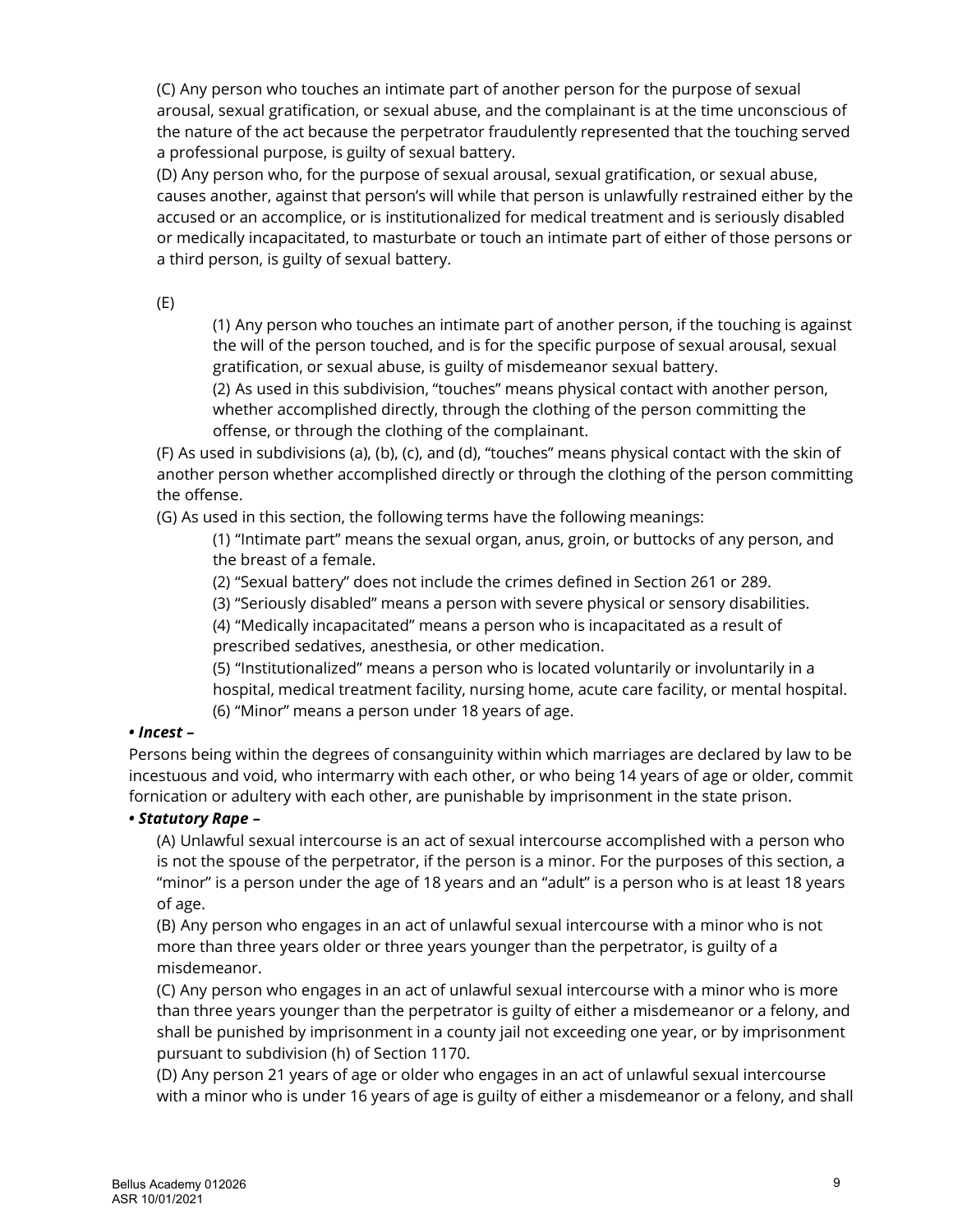(C) Any person who touches an intimate part of another person for the purpose of sexual arousal, sexual gratification, or sexual abuse, and the complainant is at the time unconscious of the nature of the act because the perpetrator fraudulently represented that the touching served a professional purpose, is guilty of sexual battery.

(D) Any person who, for the purpose of sexual arousal, sexual gratification, or sexual abuse, causes another, against that person's will while that person is unlawfully restrained either by the accused or an accomplice, or is institutionalized for medical treatment and is seriously disabled or medically incapacitated, to masturbate or touch an intimate part of either of those persons or a third person, is guilty of sexual battery.

(E)

(1) Any person who touches an intimate part of another person, if the touching is against the will of the person touched, and is for the specific purpose of sexual arousal, sexual gratification, or sexual abuse, is guilty of misdemeanor sexual battery.

(2) As used in this subdivision, "touches" means physical contact with another person, whether accomplished directly, through the clothing of the person committing the offense, or through the clothing of the complainant.

(F) As used in subdivisions (a), (b), (c), and (d), "touches" means physical contact with the skin of another person whether accomplished directly or through the clothing of the person committing the offense.

(G) As used in this section, the following terms have the following meanings:

(1) "Intimate part" means the sexual organ, anus, groin, or buttocks of any person, and the breast of a female.

(2) "Sexual battery" does not include the crimes defined in Section 261 or 289.

(3) "Seriously disabled" means a person with severe physical or sensory disabilities.

(4) "Medically incapacitated" means a person who is incapacitated as a result of prescribed sedatives, anesthesia, or other medication.

(5) "Institutionalized" means a person who is located voluntarily or involuntarily in a hospital, medical treatment facility, nursing home, acute care facility, or mental hospital.

(6) "Minor" means a person under 18 years of age.

***• Incest –***

Persons being within the degrees of consanguinity within which marriages are declared by law to be incestuous and void, who intermarry with each other, or who being 14 years of age or older, commit fornication or adultery with each other, are punishable by imprisonment in the state prison.

***• Statutory Rape –***

(A) Unlawful sexual intercourse is an act of sexual intercourse accomplished with a person who is not the spouse of the perpetrator, if the person is a minor. For the purposes of this section, a "minor" is a person under the age of 18 years and an "adult" is a person who is at least 18 years of age.

(B) Any person who engages in an act of unlawful sexual intercourse with a minor who is not more than three years older or three years younger than the perpetrator, is guilty of a misdemeanor.

(C) Any person who engages in an act of unlawful sexual intercourse with a minor who is more than three years younger than the perpetrator is guilty of either a misdemeanor or a felony, and shall be punished by imprisonment in a county jail not exceeding one year, or by imprisonment pursuant to subdivision (h) of Section 1170.

(D) Any person 21 years of age or older who engages in an act of unlawful sexual intercourse with a minor who is under 16 years of age is guilty of either a misdemeanor or a felony, and shall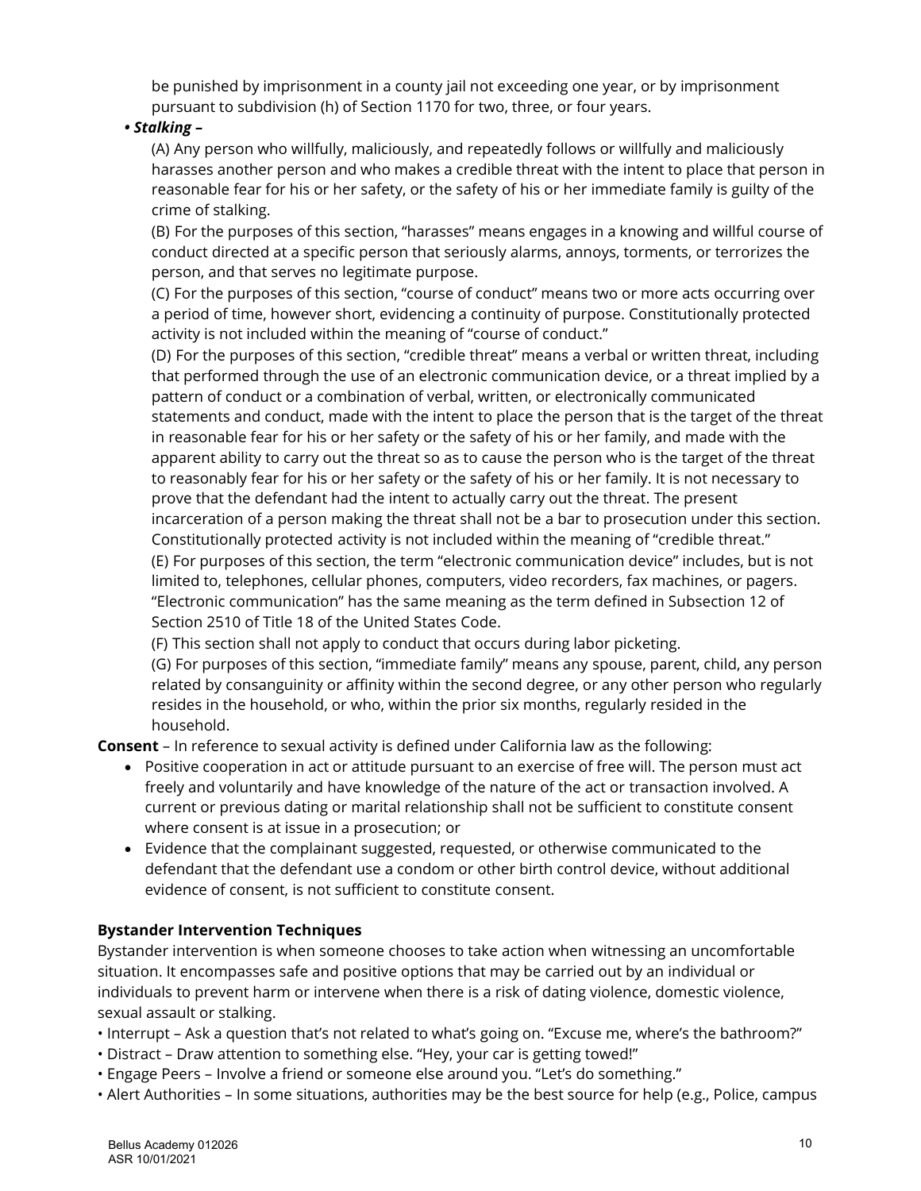be punished by imprisonment in a county jail not exceeding one year, or by imprisonment pursuant to subdivision (h) of Section 1170 for two, three, or four years.

***• Stalking –***

(A) Any person who willfully, maliciously, and repeatedly follows or willfully and maliciously harasses another person and who makes a credible threat with the intent to place that person in reasonable fear for his or her safety, or the safety of his or her immediate family is guilty of the crime of stalking.

(B) For the purposes of this section, "harasses" means engages in a knowing and willful course of conduct directed at a specific person that seriously alarms, annoys, torments, or terrorizes the person, and that serves no legitimate purpose.

(C) For the purposes of this section, "course of conduct" means two or more acts occurring over a period of time, however short, evidencing a continuity of purpose. Constitutionally protected activity is not included within the meaning of "course of conduct."

(D) For the purposes of this section, "credible threat" means a verbal or written threat, including that performed through the use of an electronic communication device, or a threat implied by a pattern of conduct or a combination of verbal, written, or electronically communicated statements and conduct, made with the intent to place the person that is the target of the threat in reasonable fear for his or her safety or the safety of his or her family, and made with the apparent ability to carry out the threat so as to cause the person who is the target of the threat to reasonably fear for his or her safety or the safety of his or her family. It is not necessary to prove that the defendant had the intent to actually carry out the threat. The present incarceration of a person making the threat shall not be a bar to prosecution under this section. Constitutionally protected activity is not included within the meaning of "credible threat."

(E) For purposes of this section, the term "electronic communication device" includes, but is not limited to, telephones, cellular phones, computers, video recorders, fax machines, or pagers. "Electronic communication" has the same meaning as the term defined in Subsection 12 of Section 2510 of Title 18 of the United States Code.

(F) This section shall not apply to conduct that occurs during labor picketing.

(G) For purposes of this section, "immediate family" means any spouse, parent, child, any person related by consanguinity or affinity within the second degree, or any other person who regularly resides in the household, or who, within the prior six months, regularly resided in the household.

**Consent** – In reference to sexual activity is defined under California law as the following:

- Positive cooperation in act or attitude pursuant to an exercise of free will. The person must act freely and voluntarily and have knowledge of the nature of the act or transaction involved. A current or previous dating or marital relationship shall not be sufficient to constitute consent where consent is at issue in a prosecution; or
- Evidence that the complainant suggested, requested, or otherwise communicated to the defendant that the defendant use a condom or other birth control device, without additional evidence of consent, is not sufficient to constitute consent.

### Bystander Intervention Techniques

Bystander intervention is when someone chooses to take action when witnessing an uncomfortable situation. It encompasses safe and positive options that may be carried out by an individual or individuals to prevent harm or intervene when there is a risk of dating violence, domestic violence, sexual assault or stalking.

- Interrupt – Ask a question that's not related to what's going on. "Excuse me, where's the bathroom?"
- Distract – Draw attention to something else. "Hey, your car is getting towed!"
- Engage Peers – Involve a friend or someone else around you. "Let's do something."
- Alert Authorities – In some situations, authorities may be the best source for help (e.g., Police, campus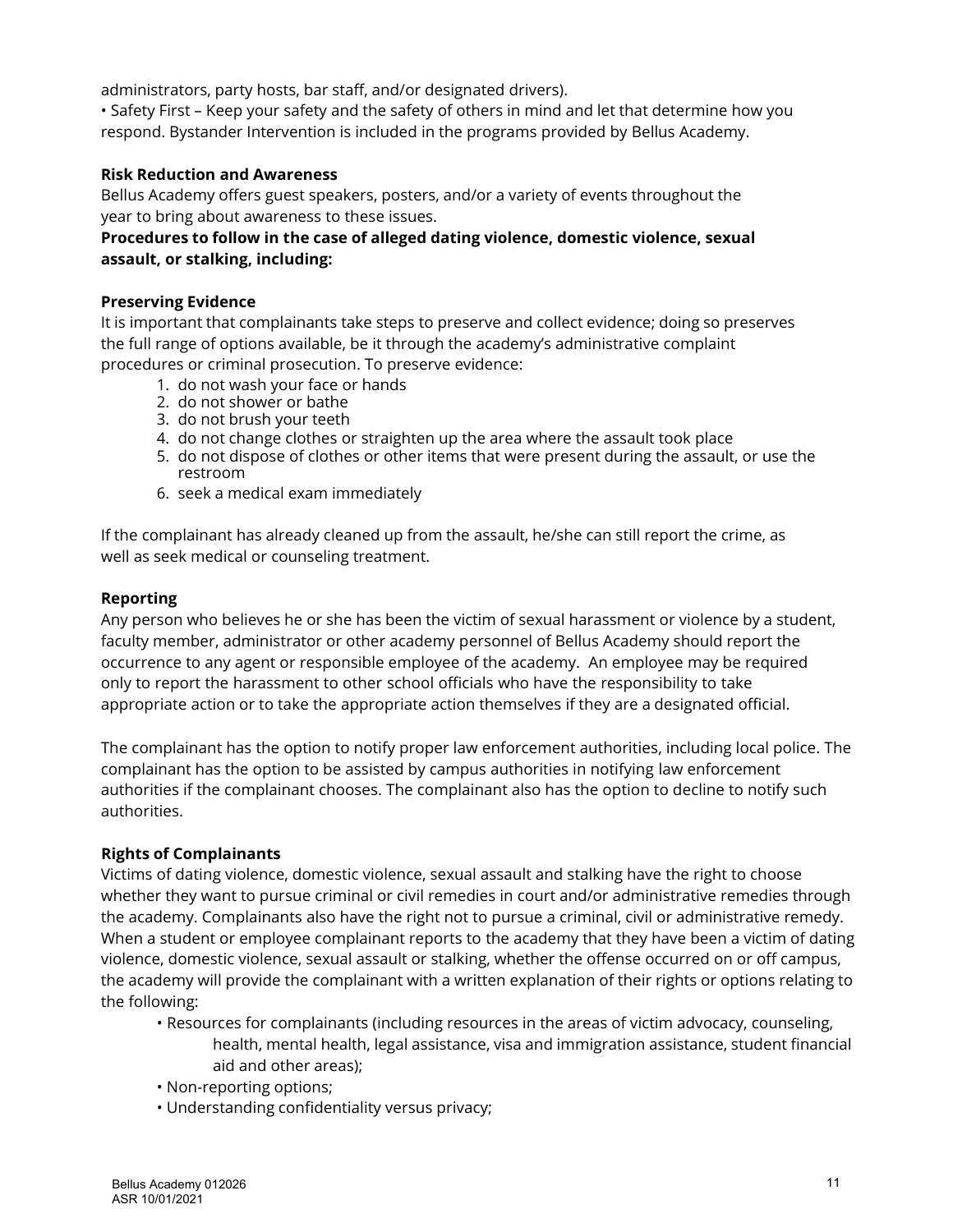administrators, party hosts, bar staff, and/or designated drivers).

• Safety First – Keep your safety and the safety of others in mind and let that determine how you respond. Bystander Intervention is included in the programs provided by Bellus Academy.

**Risk Reduction and Awareness**

Bellus Academy offers guest speakers, posters, and/or a variety of events throughout the year to bring about awareness to these issues.

**Procedures to follow in the case of alleged dating violence, domestic violence, sexual assault, or stalking, including:**

**Preserving Evidence**

It is important that complainants take steps to preserve and collect evidence; doing so preserves the full range of options available, be it through the academy's administrative complaint procedures or criminal prosecution. To preserve evidence:

1. do not wash your face or hands
2. do not shower or bathe
3. do not brush your teeth
4. do not change clothes or straighten up the area where the assault took place
5. do not dispose of clothes or other items that were present during the assault, or use the restroom
6. seek a medical exam immediately

If the complainant has already cleaned up from the assault, he/she can still report the crime, as well as seek medical or counseling treatment.

**Reporting**

Any person who believes he or she has been the victim of sexual harassment or violence by a student, faculty member, administrator or other academy personnel of Bellus Academy should report the occurrence to any agent or responsible employee of the academy. An employee may be required only to report the harassment to other school officials who have the responsibility to take appropriate action or to take the appropriate action themselves if they are a designated official.

The complainant has the option to notify proper law enforcement authorities, including local police. The complainant has the option to be assisted by campus authorities in notifying law enforcement authorities if the complainant chooses. The complainant also has the option to decline to notify such authorities.

**Rights of Complainants**

Victims of dating violence, domestic violence, sexual assault and stalking have the right to choose whether they want to pursue criminal or civil remedies in court and/or administrative remedies through the academy. Complainants also have the right not to pursue a criminal, civil or administrative remedy. When a student or employee complainant reports to the academy that they have been a victim of dating violence, domestic violence, sexual assault or stalking, whether the offense occurred on or off campus, the academy will provide the complainant with a written explanation of their rights or options relating to the following:

- Resources for complainants (including resources in the areas of victim advocacy, counseling, health, mental health, legal assistance, visa and immigration assistance, student financial aid and other areas);
- Non-reporting options;
- Understanding confidentiality versus privacy;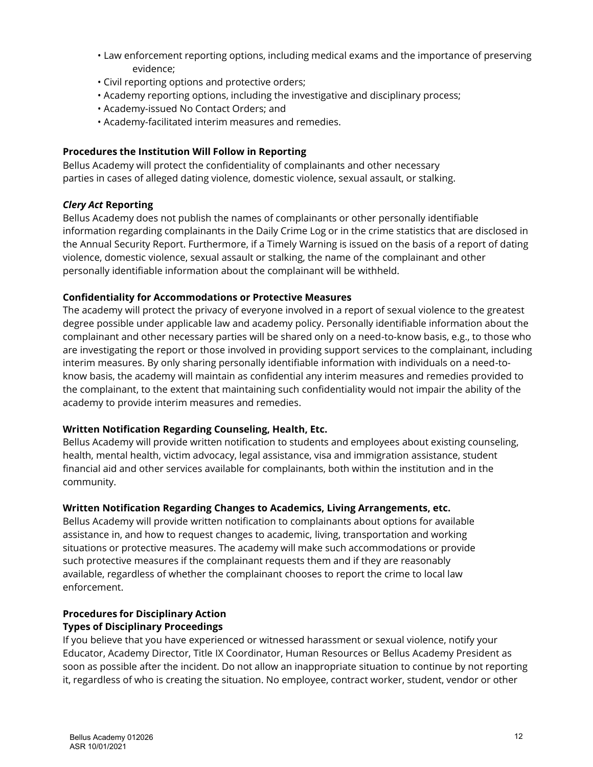- Law enforcement reporting options, including medical exams and the importance of preserving evidence;
- Civil reporting options and protective orders;
- Academy reporting options, including the investigative and disciplinary process;
- Academy-issued No Contact Orders; and
- Academy-facilitated interim measures and remedies.

**Procedures the Institution Will Follow in Reporting**

Bellus Academy will protect the confidentiality of complainants and other necessary parties in cases of alleged dating violence, domestic violence, sexual assault, or stalking.

***Clery Act* Reporting**

Bellus Academy does not publish the names of complainants or other personally identifiable information regarding complainants in the Daily Crime Log or in the crime statistics that are disclosed in the Annual Security Report. Furthermore, if a Timely Warning is issued on the basis of a report of dating violence, domestic violence, sexual assault or stalking, the name of the complainant and other personally identifiable information about the complainant will be withheld.

**Confidentiality for Accommodations or Protective Measures**

The academy will protect the privacy of everyone involved in a report of sexual violence to the greatest degree possible under applicable law and academy policy. Personally identifiable information about the complainant and other necessary parties will be shared only on a need-to-know basis, e.g., to those who are investigating the report or those involved in providing support services to the complainant, including interim measures. By only sharing personally identifiable information with individuals on a need-to-know basis, the academy will maintain as confidential any interim measures and remedies provided to the complainant, to the extent that maintaining such confidentiality would not impair the ability of the academy to provide interim measures and remedies.

**Written Notification Regarding Counseling, Health, Etc.**

Bellus Academy will provide written notification to students and employees about existing counseling, health, mental health, victim advocacy, legal assistance, visa and immigration assistance, student financial aid and other services available for complainants, both within the institution and in the community.

**Written Notification Regarding Changes to Academics, Living Arrangements, etc.**

Bellus Academy will provide written notification to complainants about options for available assistance in, and how to request changes to academic, living, transportation and working situations or protective measures. The academy will make such accommodations or provide such protective measures if the complainant requests them and if they are reasonably available, regardless of whether the complainant chooses to report the crime to local law enforcement.

**Procedures for Disciplinary Action**

**Types of Disciplinary Proceedings**

If you believe that you have experienced or witnessed harassment or sexual violence, notify your Educator, Academy Director, Title IX Coordinator, Human Resources or Bellus Academy President as soon as possible after the incident. Do not allow an inappropriate situation to continue by not reporting it, regardless of who is creating the situation. No employee, contract worker, student, vendor or other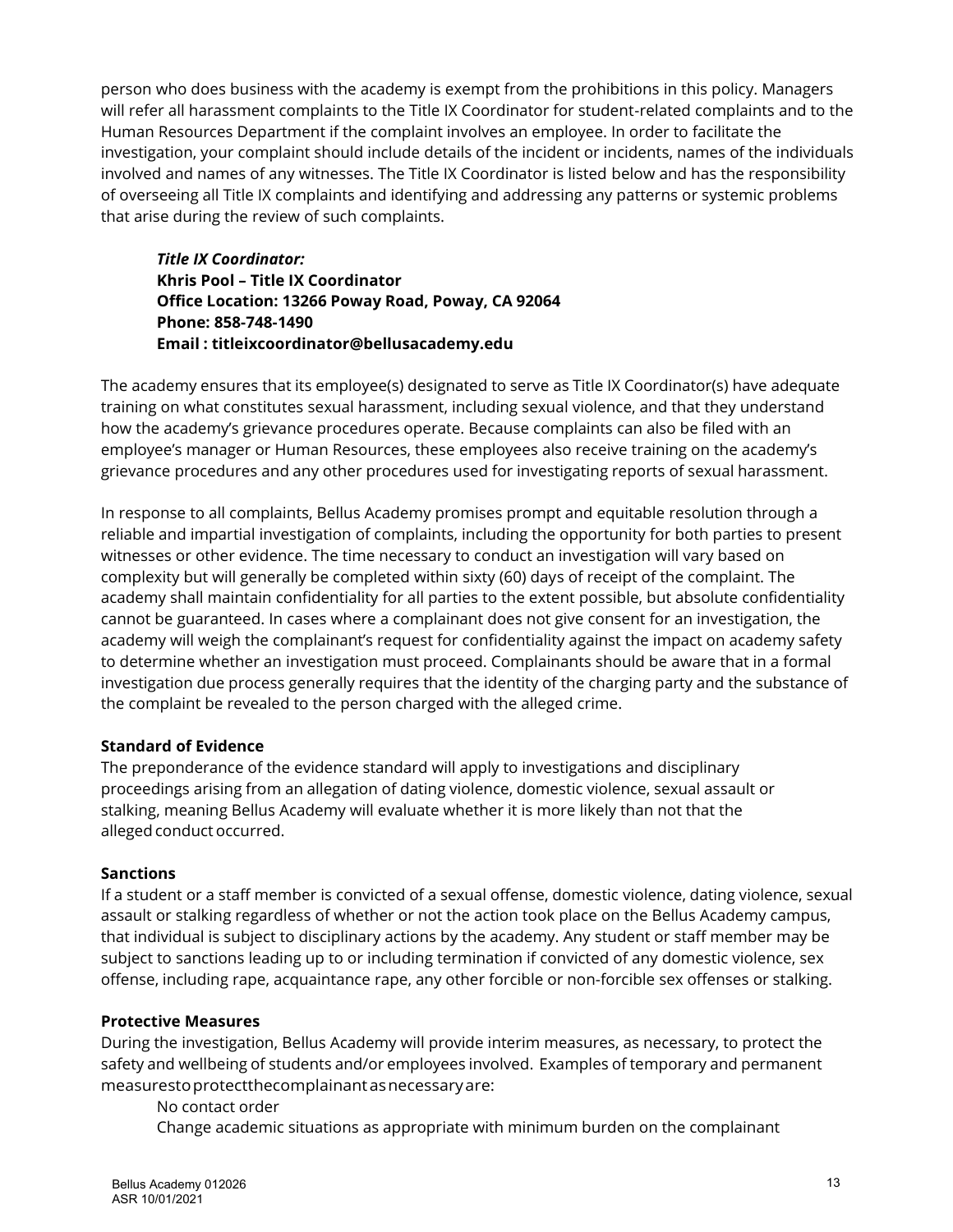person who does business with the academy is exempt from the prohibitions in this policy. Managers will refer all harassment complaints to the Title IX Coordinator for student-related complaints and to the Human Resources Department if the complaint involves an employee. In order to facilitate the investigation, your complaint should include details of the incident or incidents, names of the individuals involved and names of any witnesses. The Title IX Coordinator is listed below and has the responsibility of overseeing all Title IX complaints and identifying and addressing any patterns or systemic problems that arise during the review of such complaints.

> ***Title IX Coordinator:***
> **Khris Pool – Title IX Coordinator**
> **Office Location: 13266 Poway Road, Poway, CA 92064**
> **Phone: 858-748-1490**
> **Email : titleixcoordinator@bellusacademy.edu**

The academy ensures that its employee(s) designated to serve as Title IX Coordinator(s) have adequate training on what constitutes sexual harassment, including sexual violence, and that they understand how the academy's grievance procedures operate. Because complaints can also be filed with an employee's manager or Human Resources, these employees also receive training on the academy's grievance procedures and any other procedures used for investigating reports of sexual harassment.

In response to all complaints, Bellus Academy promises prompt and equitable resolution through a reliable and impartial investigation of complaints, including the opportunity for both parties to present witnesses or other evidence. The time necessary to conduct an investigation will vary based on complexity but will generally be completed within sixty (60) days of receipt of the complaint. The academy shall maintain confidentiality for all parties to the extent possible, but absolute confidentiality cannot be guaranteed. In cases where a complainant does not give consent for an investigation, the academy will weigh the complainant's request for confidentiality against the impact on academy safety to determine whether an investigation must proceed. Complainants should be aware that in a formal investigation due process generally requires that the identity of the charging party and the substance of the complaint be revealed to the person charged with the alleged crime.

**Standard of Evidence**

The preponderance of the evidence standard will apply to investigations and disciplinary proceedings arising from an allegation of dating violence, domestic violence, sexual assault or stalking, meaning Bellus Academy will evaluate whether it is more likely than not that the alleged conduct occurred.

**Sanctions**

If a student or a staff member is convicted of a sexual offense, domestic violence, dating violence, sexual assault or stalking regardless of whether or not the action took place on the Bellus Academy campus, that individual is subject to disciplinary actions by the academy. Any student or staff member may be subject to sanctions leading up to or including termination if convicted of any domestic violence, sex offense, including rape, acquaintance rape, any other forcible or non-forcible sex offenses or stalking.

**Protective Measures**

During the investigation, Bellus Academy will provide interim measures, as necessary, to protect the safety and wellbeing of students and/or employees involved. Examples of temporary and permanent measures to protect the complainant as necessary are:

- No contact order
- Change academic situations as appropriate with minimum burden on the complainant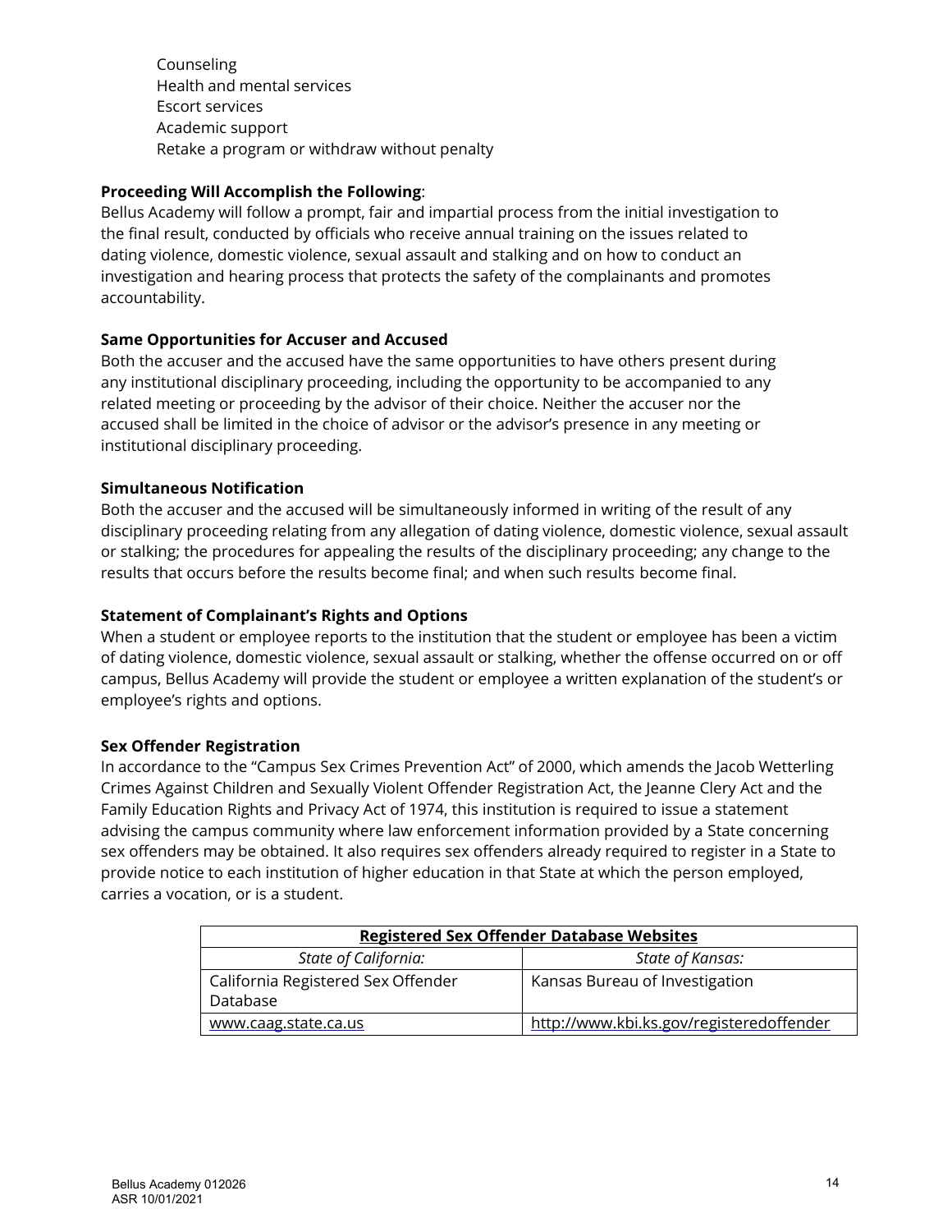- Counseling
- Health and mental services
- Escort services
- Academic support
- Retake a program or withdraw without penalty

**Proceeding Will Accomplish the Following**:
Bellus Academy will follow a prompt, fair and impartial process from the initial investigation to the final result, conducted by officials who receive annual training on the issues related to dating violence, domestic violence, sexual assault and stalking and on how to conduct an investigation and hearing process that protects the safety of the complainants and promotes accountability.

**Same Opportunities for Accuser and Accused**
Both the accuser and the accused have the same opportunities to have others present during any institutional disciplinary proceeding, including the opportunity to be accompanied to any related meeting or proceeding by the advisor of their choice. Neither the accuser nor the accused shall be limited in the choice of advisor or the advisor's presence in any meeting or institutional disciplinary proceeding.

**Simultaneous Notification**
Both the accuser and the accused will be simultaneously informed in writing of the result of any disciplinary proceeding relating from any allegation of dating violence, domestic violence, sexual assault or stalking; the procedures for appealing the results of the disciplinary proceeding; any change to the results that occurs before the results become final; and when such results become final.

**Statement of Complainant's Rights and Options**
When a student or employee reports to the institution that the student or employee has been a victim of dating violence, domestic violence, sexual assault or stalking, whether the offense occurred on or off campus, Bellus Academy will provide the student or employee a written explanation of the student's or employee's rights and options.

**Sex Offender Registration**
In accordance to the "Campus Sex Crimes Prevention Act" of 2000, which amends the Jacob Wetterling Crimes Against Children and Sexually Violent Offender Registration Act, the Jeanne Clery Act and the Family Education Rights and Privacy Act of 1974, this institution is required to issue a statement advising the campus community where law enforcement information provided by a State concerning sex offenders may be obtained. It also requires sex offenders already required to register in a State to provide notice to each institution of higher education in that State at which the person employed, carries a vocation, or is a student.

| **Registered Sex Offender Database Websites** | |
|---|---|
| *State of California:* | *State of Kansas:* |
| California Registered Sex Offender Database | Kansas Bureau of Investigation |
| www.caag.state.ca.us | http://www.kbi.ks.gov/registeredoffender |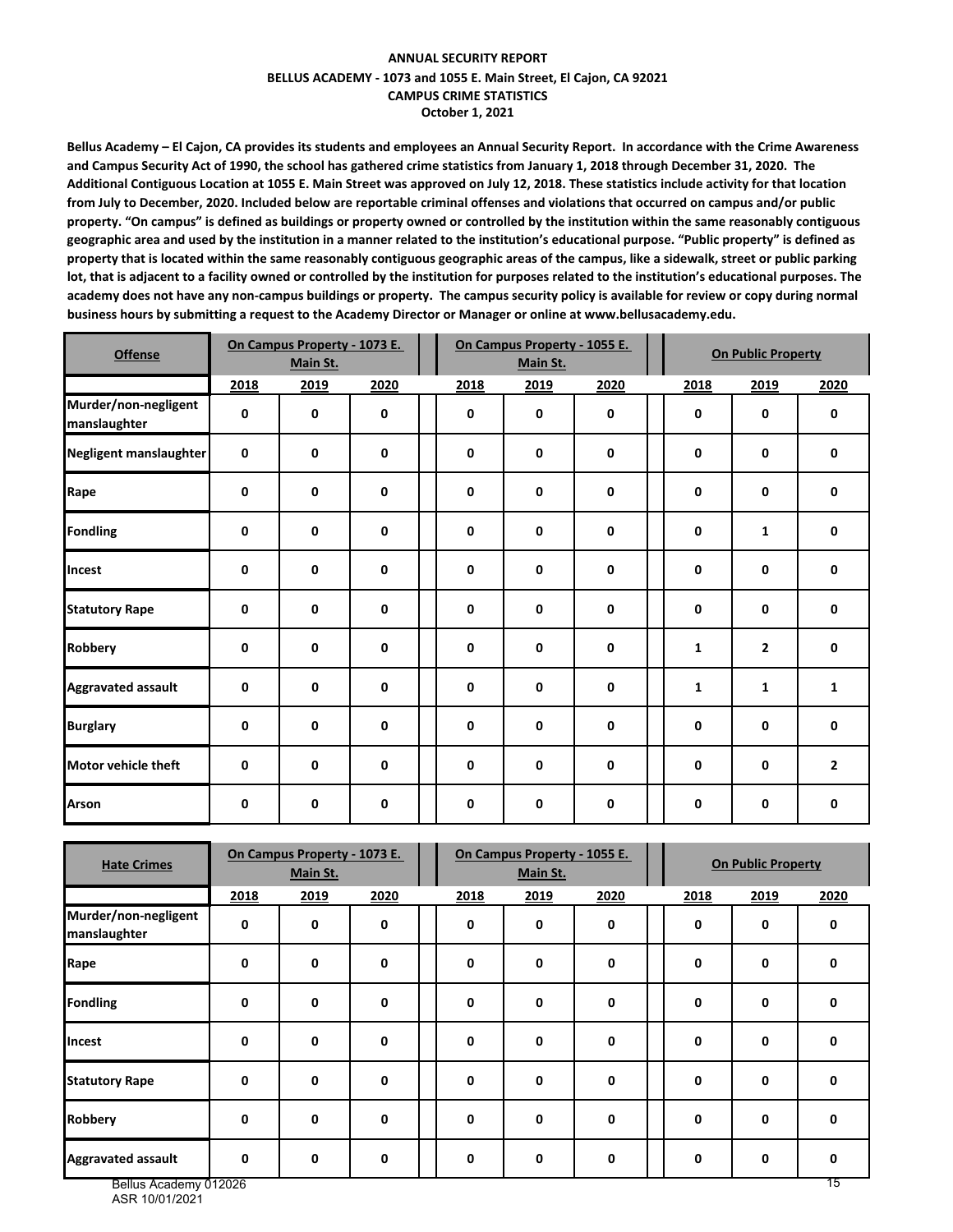**ANNUAL SECURITY REPORT**
**BELLUS ACADEMY - 1073 and 1055 E. Main Street, El Cajon, CA 92021**
**CAMPUS CRIME STATISTICS**
**October 1, 2021**

**Bellus Academy – El Cajon, CA provides its students and employees an Annual Security Report. In accordance with the Crime Awareness and Campus Security Act of 1990, the school has gathered crime statistics from January 1, 2018 through December 31, 2020. The Additional Contiguous Location at 1055 E. Main Street was approved on July 12, 2018. These statistics include activity for that location from July to December, 2020. Included below are reportable criminal offenses and violations that occurred on campus and/or public property. "On campus" is defined as buildings or property owned or controlled by the institution within the same reasonably contiguous geographic area and used by the institution in a manner related to the institution's educational purpose. "Public property" is defined as property that is located within the same reasonably contiguous geographic areas of the campus, like a sidewalk, street or public parking lot, that is adjacent to a facility owned or controlled by the institution for purposes related to the institution's educational purposes. The academy does not have any non-campus buildings or property. The campus security policy is available for review or copy during normal business hours by submitting a request to the Academy Director or Manager or online at www.bellusacademy.edu.**

| Offense | On Campus Property - 1073 E. Main St. | | | On Campus Property - 1055 E. Main St. | | | On Public Property | | |
|---|---|---|---|---|---|---|---|---|---|
| | 2018 | 2019 | 2020 | 2018 | 2019 | 2020 | 2018 | 2019 | 2020 |
| Murder/non-negligent manslaughter | 0 | 0 | 0 | 0 | 0 | 0 | 0 | 0 | 0 |
| Negligent manslaughter | 0 | 0 | 0 | 0 | 0 | 0 | 0 | 0 | 0 |
| Rape | 0 | 0 | 0 | 0 | 0 | 0 | 0 | 0 | 0 |
| Fondling | 0 | 0 | 0 | 0 | 0 | 0 | 0 | 1 | 0 |
| Incest | 0 | 0 | 0 | 0 | 0 | 0 | 0 | 0 | 0 |
| Statutory Rape | 0 | 0 | 0 | 0 | 0 | 0 | 0 | 0 | 0 |
| Robbery | 0 | 0 | 0 | 0 | 0 | 0 | 1 | 2 | 0 |
| Aggravated assault | 0 | 0 | 0 | 0 | 0 | 0 | 1 | 1 | 1 |
| Burglary | 0 | 0 | 0 | 0 | 0 | 0 | 0 | 0 | 0 |
| Motor vehicle theft | 0 | 0 | 0 | 0 | 0 | 0 | 0 | 0 | 2 |
| Arson | 0 | 0 | 0 | 0 | 0 | 0 | 0 | 0 | 0 |

| Hate Crimes | On Campus Property - 1073 E. Main St. | | | On Campus Property - 1055 E. Main St. | | | On Public Property | | |
|---|---|---|---|---|---|---|---|---|---|
| | 2018 | 2019 | 2020 | 2018 | 2019 | 2020 | 2018 | 2019 | 2020 |
| Murder/non-negligent manslaughter | 0 | 0 | 0 | 0 | 0 | 0 | 0 | 0 | 0 |
| Rape | 0 | 0 | 0 | 0 | 0 | 0 | 0 | 0 | 0 |
| Fondling | 0 | 0 | 0 | 0 | 0 | 0 | 0 | 0 | 0 |
| Incest | 0 | 0 | 0 | 0 | 0 | 0 | 0 | 0 | 0 |
| Statutory Rape | 0 | 0 | 0 | 0 | 0 | 0 | 0 | 0 | 0 |
| Robbery | 0 | 0 | 0 | 0 | 0 | 0 | 0 | 0 | 0 |
| Aggravated assault | 0 | 0 | 0 | 0 | 0 | 0 | 0 | 0 | 0 |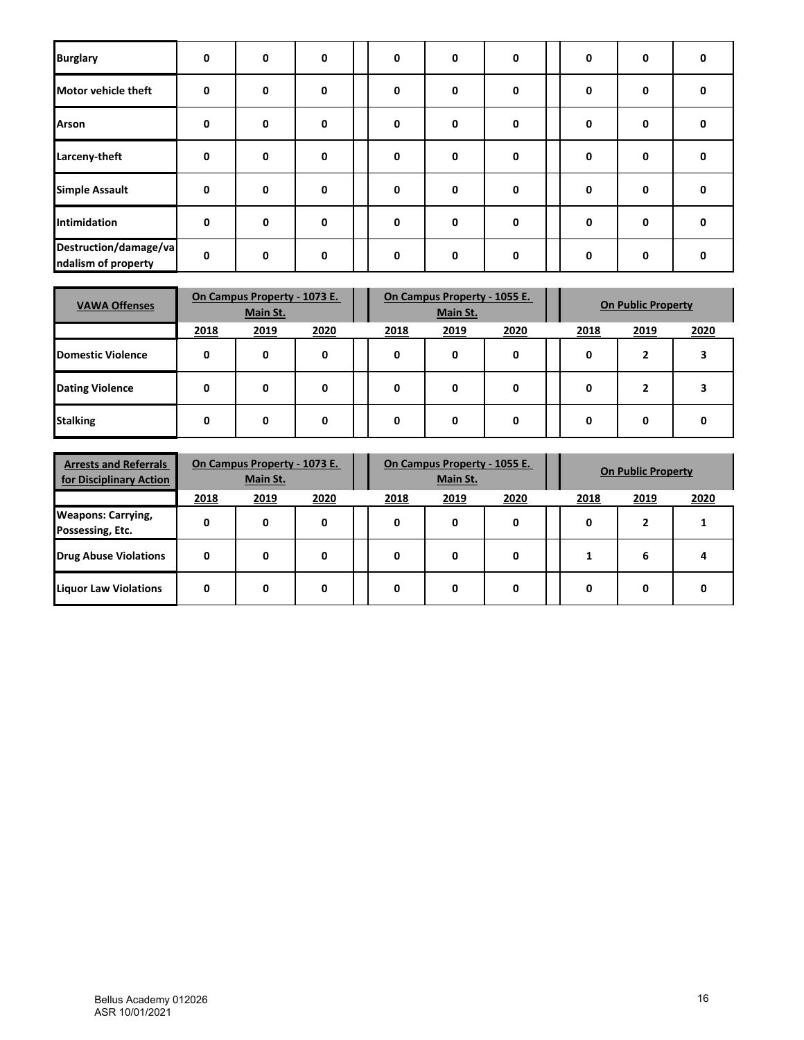| | | | | | | | | | | | |
|---|---|---|---|---|---|---|---|---|---|---|---|
| **Burglary** | 0 | 0 | 0 | | 0 | 0 | 0 | | 0 | 0 | 0 |
| **Motor vehicle theft** | 0 | 0 | 0 | | 0 | 0 | 0 | | 0 | 0 | 0 |
| **Arson** | 0 | 0 | 0 | | 0 | 0 | 0 | | 0 | 0 | 0 |
| **Larceny-theft** | 0 | 0 | 0 | | 0 | 0 | 0 | | 0 | 0 | 0 |
| **Simple Assault** | 0 | 0 | 0 | | 0 | 0 | 0 | | 0 | 0 | 0 |
| **Intimidation** | 0 | 0 | 0 | | 0 | 0 | 0 | | 0 | 0 | 0 |
| **Destruction/damage/vandalism of property** | 0 | 0 | 0 | | 0 | 0 | 0 | | 0 | 0 | 0 |

| **VAWA Offenses** | **On Campus Property - 1073 E. Main St.** | | | | **On Campus Property - 1055 E. Main St.** | | | | **On Public Property** | | |
|---|---|---|---|---|---|---|---|---|---|---|---|
| | **2018** | **2019** | **2020** | | **2018** | **2019** | **2020** | | **2018** | **2019** | **2020** |
| **Domestic Violence** | 0 | 0 | 0 | | 0 | 0 | 0 | | 0 | 2 | 3 |
| **Dating Violence** | 0 | 0 | 0 | | 0 | 0 | 0 | | 0 | 2 | 3 |
| **Stalking** | 0 | 0 | 0 | | 0 | 0 | 0 | | 0 | 0 | 0 |

| **Arrests and Referrals for Disciplinary Action** | **On Campus Property - 1073 E. Main St.** | | | | **On Campus Property - 1055 E. Main St.** | | | | **On Public Property** | | |
|---|---|---|---|---|---|---|---|---|---|---|---|
| | **2018** | **2019** | **2020** | | **2018** | **2019** | **2020** | | **2018** | **2019** | **2020** |
| **Weapons: Carrying, Possessing, Etc.** | 0 | 0 | 0 | | 0 | 0 | 0 | | 0 | 2 | 1 |
| **Drug Abuse Violations** | 0 | 0 | 0 | | 0 | 0 | 0 | | 1 | 6 | 4 |
| **Liquor Law Violations** | 0 | 0 | 0 | | 0 | 0 | 0 | | 0 | 0 | 0 |